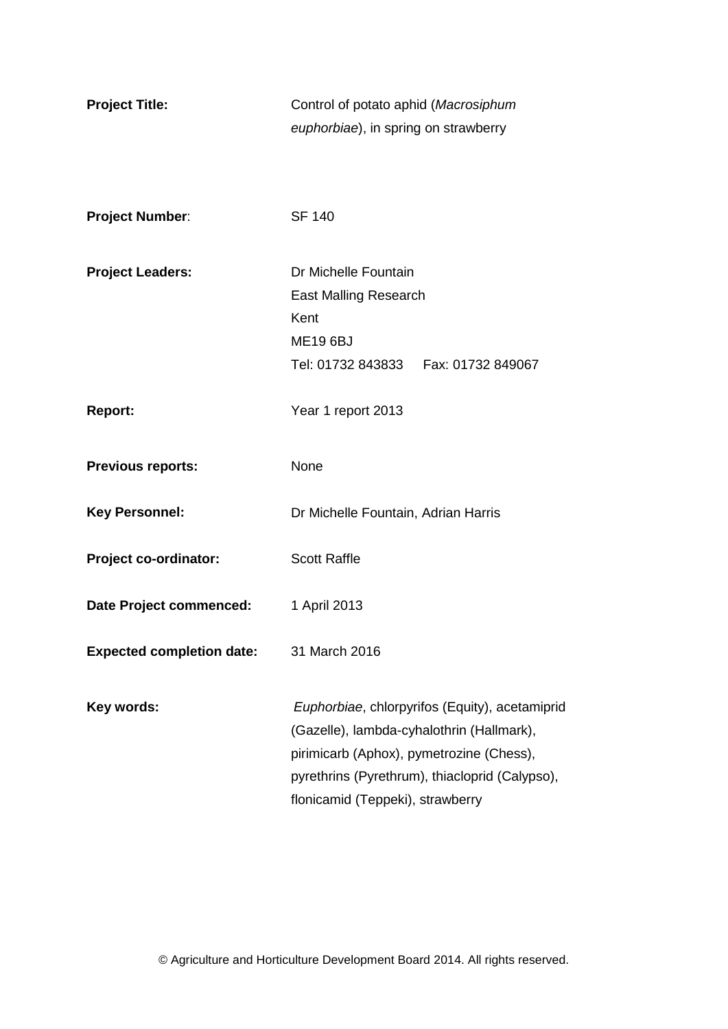| | |
|---|---|
| **Project Title:** | Control of potato aphid (*Macrosiphum euphorbiae*), in spring on strawberry |
| **Project Number**: | SF 140 |
| **Project Leaders:** | Dr Michelle Fountain<br>East Malling Research<br>Kent<br>ME19 6BJ<br>Tel: 01732 843833 Fax: 01732 849067 |
| **Report:** | Year 1 report 2013 |
| **Previous reports:** | None |
| **Key Personnel:** | Dr Michelle Fountain, Adrian Harris |
| **Project co-ordinator:** | Scott Raffle |
| **Date Project commenced:** | 1 April 2013 |
| **Expected completion date:** | 31 March 2016 |
| **Key words:** | *Euphorbiae*, chlorpyrifos (Equity), acetamiprid (Gazelle), lambda-cyhalothrin (Hallmark), pirimicarb (Aphox), pymetrozine (Chess), pyrethrins (Pyrethrum), thiacloprid (Calypso), flonicamid (Teppeki), strawberry |

© Agriculture and Horticulture Development Board 2014. All rights reserved.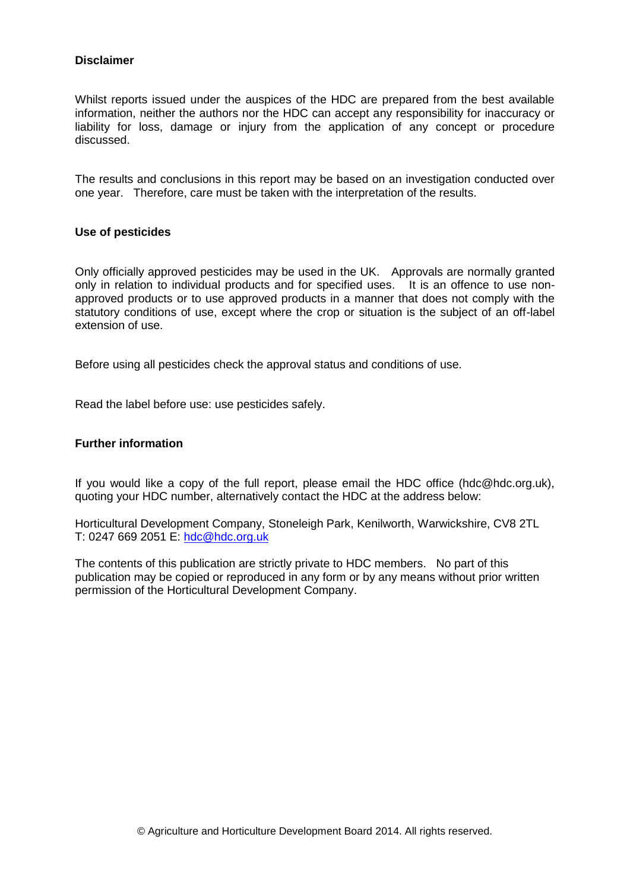**Disclaimer**

Whilst reports issued under the auspices of the HDC are prepared from the best available information, neither the authors nor the HDC can accept any responsibility for inaccuracy or liability for loss, damage or injury from the application of any concept or procedure discussed.

The results and conclusions in this report may be based on an investigation conducted over one year. Therefore, care must be taken with the interpretation of the results.

**Use of pesticides**

Only officially approved pesticides may be used in the UK. Approvals are normally granted only in relation to individual products and for specified uses. It is an offence to use non-approved products or to use approved products in a manner that does not comply with the statutory conditions of use, except where the crop or situation is the subject of an off-label extension of use.

Before using all pesticides check the approval status and conditions of use.

Read the label before use: use pesticides safely.

**Further information**

If you would like a copy of the full report, please email the HDC office (hdc@hdc.org.uk), quoting your HDC number, alternatively contact the HDC at the address below:

Horticultural Development Company, Stoneleigh Park, Kenilworth, Warwickshire, CV8 2TL
T: 0247 669 2051 E: hdc@hdc.org.uk

The contents of this publication are strictly private to HDC members. No part of this publication may be copied or reproduced in any form or by any means without prior written permission of the Horticultural Development Company.

© Agriculture and Horticulture Development Board 2014. All rights reserved.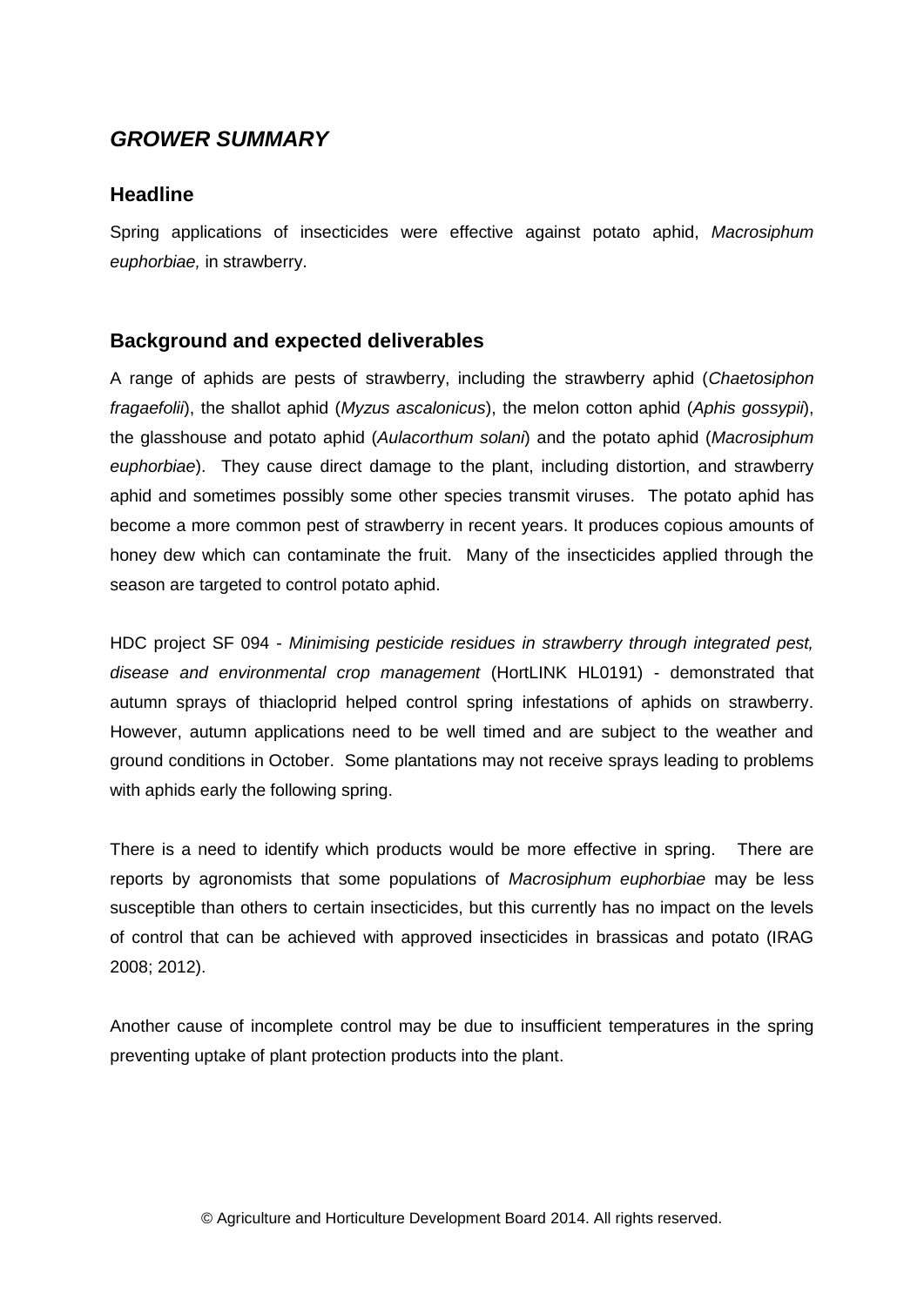# *GROWER SUMMARY*

## Headline

Spring applications of insecticides were effective against potato aphid, *Macrosiphum euphorbiae,* in strawberry.

## Background and expected deliverables

A range of aphids are pests of strawberry, including the strawberry aphid (*Chaetosiphon fragaefolii*), the shallot aphid (*Myzus ascalonicus*), the melon cotton aphid (*Aphis gossypii*), the glasshouse and potato aphid (*Aulacorthum solani*) and the potato aphid (*Macrosiphum euphorbiae*). They cause direct damage to the plant, including distortion, and strawberry aphid and sometimes possibly some other species transmit viruses. The potato aphid has become a more common pest of strawberry in recent years. It produces copious amounts of honey dew which can contaminate the fruit. Many of the insecticides applied through the season are targeted to control potato aphid.

HDC project SF 094 - *Minimising pesticide residues in strawberry through integrated pest, disease and environmental crop management* (HortLINK HL0191) - demonstrated that autumn sprays of thiacloprid helped control spring infestations of aphids on strawberry. However, autumn applications need to be well timed and are subject to the weather and ground conditions in October. Some plantations may not receive sprays leading to problems with aphids early the following spring.

There is a need to identify which products would be more effective in spring. There are reports by agronomists that some populations of *Macrosiphum euphorbiae* may be less susceptible than others to certain insecticides, but this currently has no impact on the levels of control that can be achieved with approved insecticides in brassicas and potato (IRAG 2008; 2012).

Another cause of incomplete control may be due to insufficient temperatures in the spring preventing uptake of plant protection products into the plant.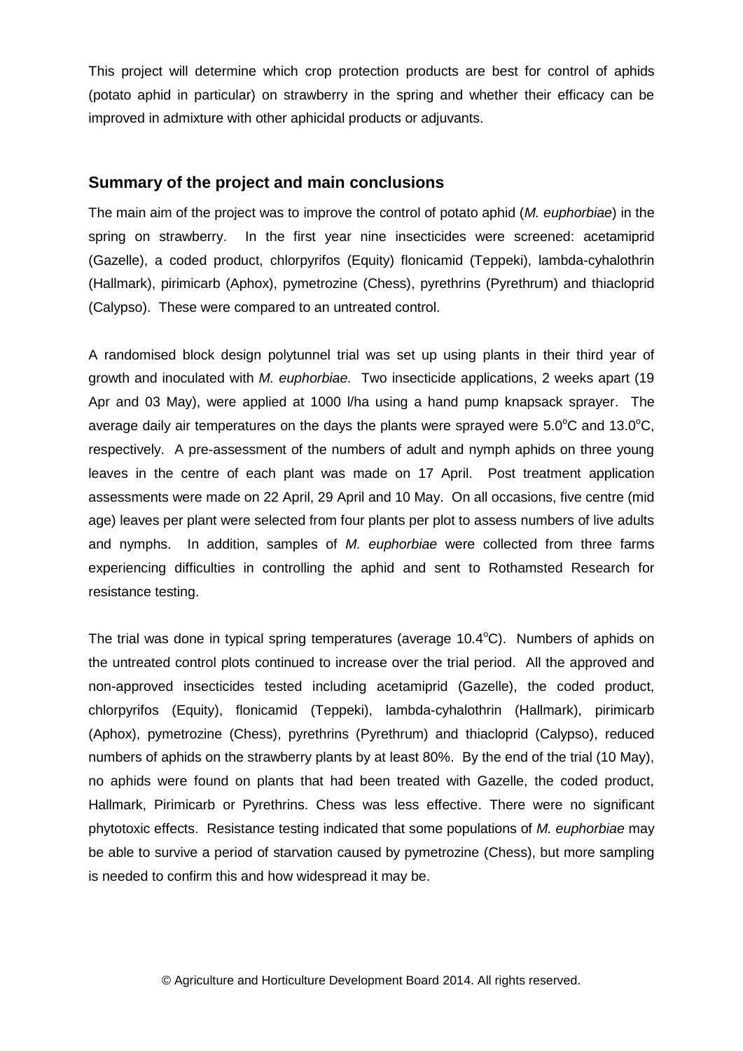This project will determine which crop protection products are best for control of aphids (potato aphid in particular) on strawberry in the spring and whether their efficacy can be improved in admixture with other aphicidal products or adjuvants.

## Summary of the project and main conclusions

The main aim of the project was to improve the control of potato aphid (*M. euphorbiae*) in the spring on strawberry. In the first year nine insecticides were screened: acetamiprid (Gazelle), a coded product, chlorpyrifos (Equity) flonicamid (Teppeki), lambda-cyhalothrin (Hallmark), pirimicarb (Aphox), pymetrozine (Chess), pyrethrins (Pyrethrum) and thiacloprid (Calypso). These were compared to an untreated control.

A randomised block design polytunnel trial was set up using plants in their third year of growth and inoculated with *M. euphorbiae.* Two insecticide applications, 2 weeks apart (19 Apr and 03 May), were applied at 1000 l/ha using a hand pump knapsack sprayer. The average daily air temperatures on the days the plants were sprayed were 5.0°C and 13.0°C, respectively. A pre-assessment of the numbers of adult and nymph aphids on three young leaves in the centre of each plant was made on 17 April. Post treatment application assessments were made on 22 April, 29 April and 10 May. On all occasions, five centre (mid age) leaves per plant were selected from four plants per plot to assess numbers of live adults and nymphs. In addition, samples of *M. euphorbiae* were collected from three farms experiencing difficulties in controlling the aphid and sent to Rothamsted Research for resistance testing.

The trial was done in typical spring temperatures (average 10.4°C). Numbers of aphids on the untreated control plots continued to increase over the trial period. All the approved and non-approved insecticides tested including acetamiprid (Gazelle), the coded product, chlorpyrifos (Equity), flonicamid (Teppeki), lambda-cyhalothrin (Hallmark), pirimicarb (Aphox), pymetrozine (Chess), pyrethrins (Pyrethrum) and thiacloprid (Calypso), reduced numbers of aphids on the strawberry plants by at least 80%. By the end of the trial (10 May), no aphids were found on plants that had been treated with Gazelle, the coded product, Hallmark, Pirimicarb or Pyrethrins. Chess was less effective. There were no significant phytotoxic effects. Resistance testing indicated that some populations of *M. euphorbiae* may be able to survive a period of starvation caused by pymetrozine (Chess), but more sampling is needed to confirm this and how widespread it may be.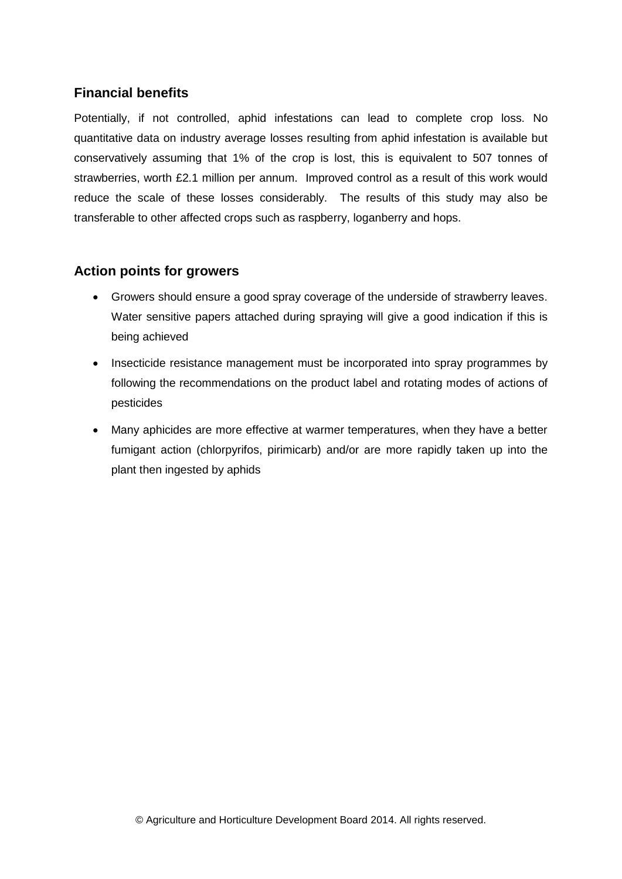## Financial benefits

Potentially, if not controlled, aphid infestations can lead to complete crop loss. No quantitative data on industry average losses resulting from aphid infestation is available but conservatively assuming that 1% of the crop is lost, this is equivalent to 507 tonnes of strawberries, worth £2.1 million per annum. Improved control as a result of this work would reduce the scale of these losses considerably. The results of this study may also be transferable to other affected crops such as raspberry, loganberry and hops.

## Action points for growers

- Growers should ensure a good spray coverage of the underside of strawberry leaves. Water sensitive papers attached during spraying will give a good indication if this is being achieved
- Insecticide resistance management must be incorporated into spray programmes by following the recommendations on the product label and rotating modes of actions of pesticides
- Many aphicides are more effective at warmer temperatures, when they have a better fumigant action (chlorpyrifos, pirimicarb) and/or are more rapidly taken up into the plant then ingested by aphids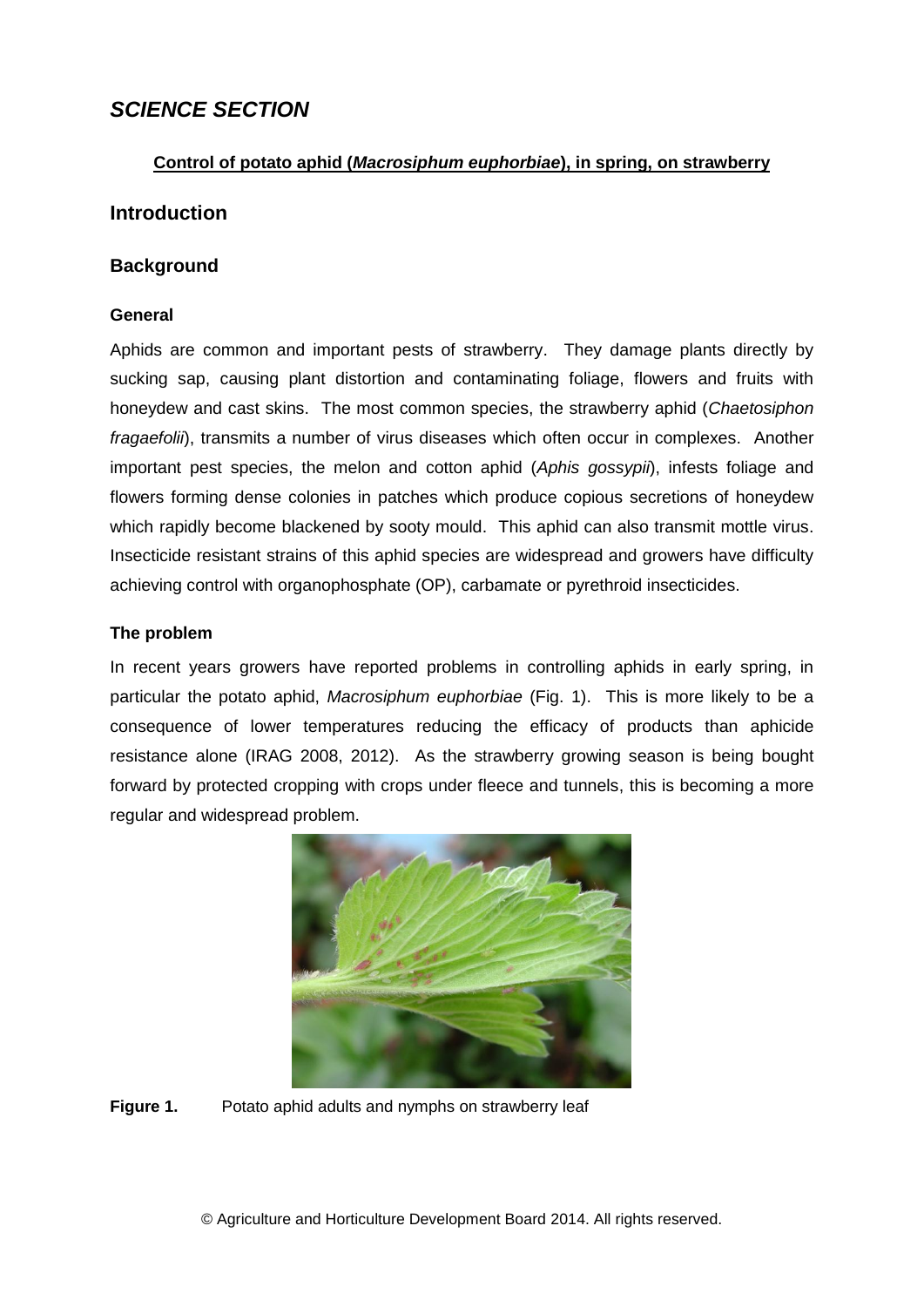## *SCIENCE SECTION*

**<u>Control of potato aphid (*Macrosiphum euphorbiae*), in spring, on strawberry</u>**

## Introduction

### Background

#### General

Aphids are common and important pests of strawberry. They damage plants directly by sucking sap, causing plant distortion and contaminating foliage, flowers and fruits with honeydew and cast skins. The most common species, the strawberry aphid (*Chaetosiphon fragaefolii*), transmits a number of virus diseases which often occur in complexes. Another important pest species, the melon and cotton aphid (*Aphis gossypii*), infests foliage and flowers forming dense colonies in patches which produce copious secretions of honeydew which rapidly become blackened by sooty mould. This aphid can also transmit mottle virus. Insecticide resistant strains of this aphid species are widespread and growers have difficulty achieving control with organophosphate (OP), carbamate or pyrethroid insecticides.

#### The problem

In recent years growers have reported problems in controlling aphids in early spring, in particular the potato aphid, *Macrosiphum euphorbiae* (Fig. 1). This is more likely to be a consequence of lower temperatures reducing the efficacy of products than aphicide resistance alone (IRAG 2008, 2012). As the strawberry growing season is being bought forward by protected cropping with crops under fleece and tunnels, this is becoming a more regular and widespread problem.

**Figure 1.** Potato aphid adults and nymphs on strawberry leaf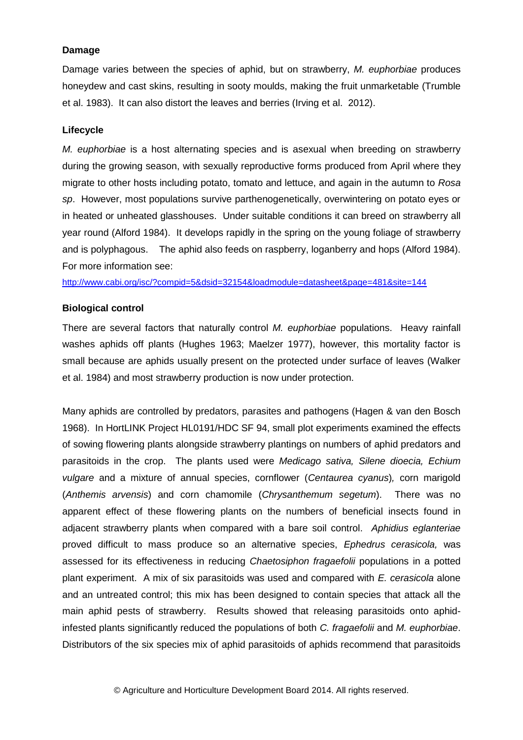**Damage**

Damage varies between the species of aphid, but on strawberry, *M. euphorbiae* produces honeydew and cast skins, resulting in sooty moulds, making the fruit unmarketable (Trumble et al. 1983). It can also distort the leaves and berries (Irving et al. 2012).

**Lifecycle**

*M. euphorbiae* is a host alternating species and is asexual when breeding on strawberry during the growing season, with sexually reproductive forms produced from April where they migrate to other hosts including potato, tomato and lettuce, and again in the autumn to *Rosa sp*. However, most populations survive parthenogenetically, overwintering on potato eyes or in heated or unheated glasshouses. Under suitable conditions it can breed on strawberry all year round (Alford 1984). It develops rapidly in the spring on the young foliage of strawberry and is polyphagous. The aphid also feeds on raspberry, loganberry and hops (Alford 1984). For more information see:

http://www.cabi.org/isc/?compid=5&dsid=32154&loadmodule=datasheet&page=481&site=144

**Biological control**

There are several factors that naturally control *M. euphorbiae* populations. Heavy rainfall washes aphids off plants (Hughes 1963; Maelzer 1977), however, this mortality factor is small because are aphids usually present on the protected under surface of leaves (Walker et al. 1984) and most strawberry production is now under protection.

Many aphids are controlled by predators, parasites and pathogens (Hagen & van den Bosch 1968). In HortLINK Project HL0191/HDC SF 94, small plot experiments examined the effects of sowing flowering plants alongside strawberry plantings on numbers of aphid predators and parasitoids in the crop. The plants used were *Medicago sativa, Silene dioecia, Echium vulgare* and a mixture of annual species, cornflower (*Centaurea cyanus*), corn marigold (*Anthemis arvensis*) and corn chamomile (*Chrysanthemum segetum*). There was no apparent effect of these flowering plants on the numbers of beneficial insects found in adjacent strawberry plants when compared with a bare soil control. *Aphidius eglanteriae* proved difficult to mass produce so an alternative species, *Ephedrus cerasicola,* was assessed for its effectiveness in reducing *Chaetosiphon fragaefolii* populations in a potted plant experiment. A mix of six parasitoids was used and compared with *E. cerasicola* alone and an untreated control; this mix has been designed to contain species that attack all the main aphid pests of strawberry. Results showed that releasing parasitoids onto aphid-infested plants significantly reduced the populations of both *C. fragaefolii* and *M. euphorbiae*. Distributors of the six species mix of aphid parasitoids of aphids recommend that parasitoids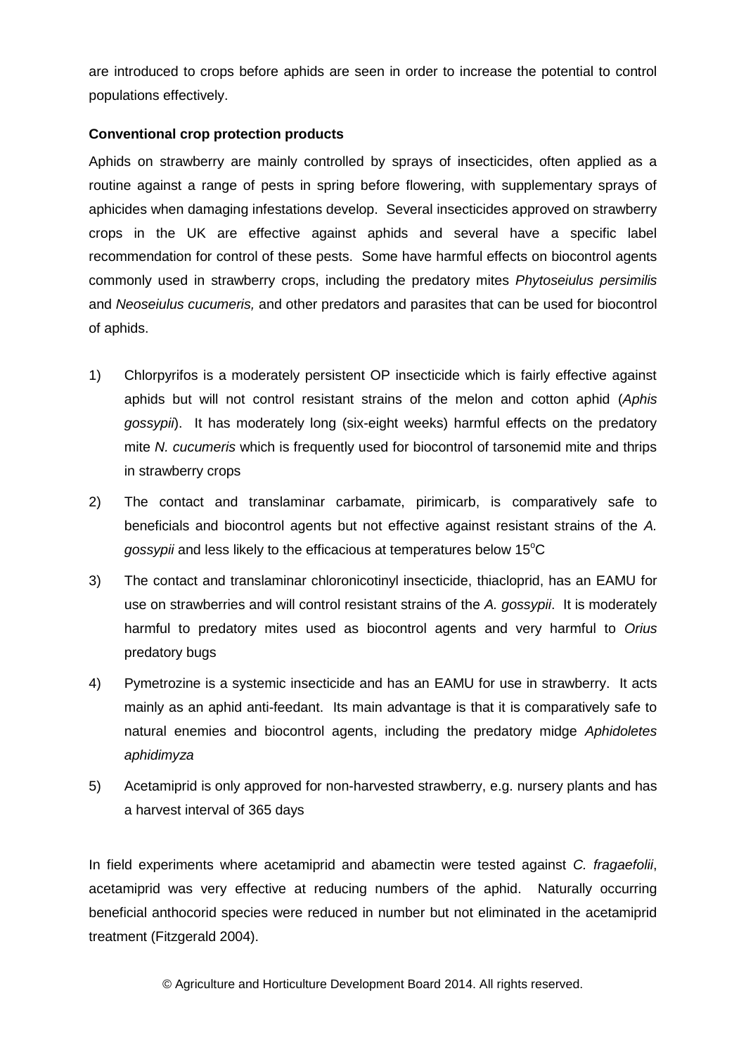are introduced to crops before aphids are seen in order to increase the potential to control populations effectively.

**Conventional crop protection products**

Aphids on strawberry are mainly controlled by sprays of insecticides, often applied as a routine against a range of pests in spring before flowering, with supplementary sprays of aphicides when damaging infestations develop. Several insecticides approved on strawberry crops in the UK are effective against aphids and several have a specific label recommendation for control of these pests. Some have harmful effects on biocontrol agents commonly used in strawberry crops, including the predatory mites *Phytoseiulus persimilis* and *Neoseiulus cucumeris,* and other predators and parasites that can be used for biocontrol of aphids.

1) Chlorpyrifos is a moderately persistent OP insecticide which is fairly effective against aphids but will not control resistant strains of the melon and cotton aphid (*Aphis gossypii*). It has moderately long (six-eight weeks) harmful effects on the predatory mite *N. cucumeris* which is frequently used for biocontrol of tarsonemid mite and thrips in strawberry crops
2) The contact and translaminar carbamate, pirimicarb, is comparatively safe to beneficials and biocontrol agents but not effective against resistant strains of the *A. gossypii* and less likely to the efficacious at temperatures below 15$^{o}$C
3) The contact and translaminar chloronicotinyl insecticide, thiacloprid, has an EAMU for use on strawberries and will control resistant strains of the *A. gossypii*. It is moderately harmful to predatory mites used as biocontrol agents and very harmful to *Orius* predatory bugs
4) Pymetrozine is a systemic insecticide and has an EAMU for use in strawberry. It acts mainly as an aphid anti-feedant. Its main advantage is that it is comparatively safe to natural enemies and biocontrol agents, including the predatory midge *Aphidoletes aphidimyza*
5) Acetamiprid is only approved for non-harvested strawberry, e.g. nursery plants and has a harvest interval of 365 days

In field experiments where acetamiprid and abamectin were tested against *C. fragaefolii*, acetamiprid was very effective at reducing numbers of the aphid. Naturally occurring beneficial anthocorid species were reduced in number but not eliminated in the acetamiprid treatment (Fitzgerald 2004).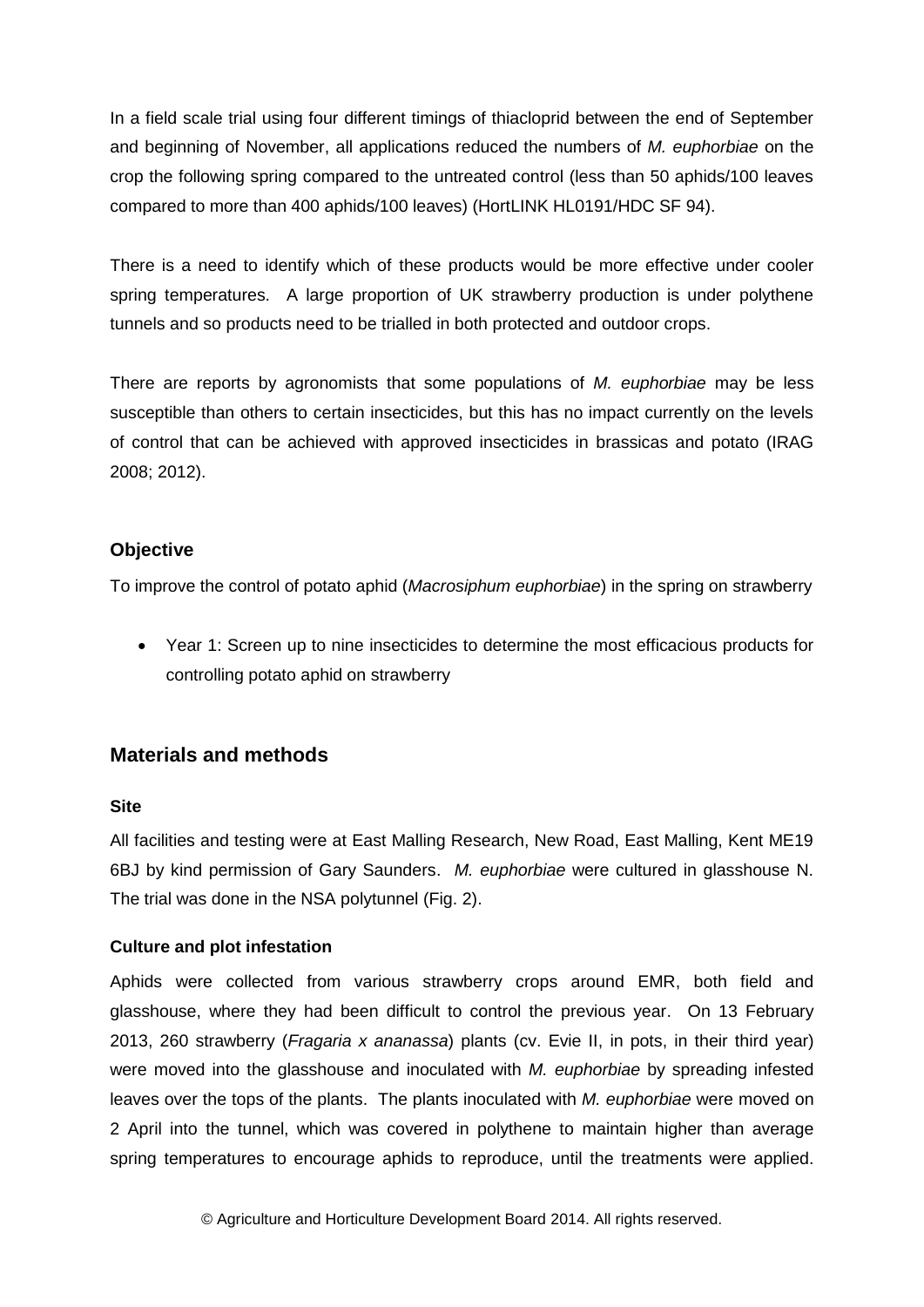In a field scale trial using four different timings of thiacloprid between the end of September and beginning of November, all applications reduced the numbers of *M. euphorbiae* on the crop the following spring compared to the untreated control (less than 50 aphids/100 leaves compared to more than 400 aphids/100 leaves) (HortLINK HL0191/HDC SF 94).

There is a need to identify which of these products would be more effective under cooler spring temperatures. A large proportion of UK strawberry production is under polythene tunnels and so products need to be trialled in both protected and outdoor crops.

There are reports by agronomists that some populations of *M. euphorbiae* may be less susceptible than others to certain insecticides, but this has no impact currently on the levels of control that can be achieved with approved insecticides in brassicas and potato (IRAG 2008; 2012).

### Objective

To improve the control of potato aphid (*Macrosiphum euphorbiae*) in the spring on strawberry

- Year 1: Screen up to nine insecticides to determine the most efficacious products for controlling potato aphid on strawberry

## Materials and methods

### Site

All facilities and testing were at East Malling Research, New Road, East Malling, Kent ME19 6BJ by kind permission of Gary Saunders. *M. euphorbiae* were cultured in glasshouse N. The trial was done in the NSA polytunnel (Fig. 2).

### Culture and plot infestation

Aphids were collected from various strawberry crops around EMR, both field and glasshouse, where they had been difficult to control the previous year. On 13 February 2013, 260 strawberry (*Fragaria x ananassa*) plants (cv. Evie II, in pots, in their third year) were moved into the glasshouse and inoculated with *M. euphorbiae* by spreading infested leaves over the tops of the plants. The plants inoculated with *M. euphorbiae* were moved on 2 April into the tunnel, which was covered in polythene to maintain higher than average spring temperatures to encourage aphids to reproduce, until the treatments were applied.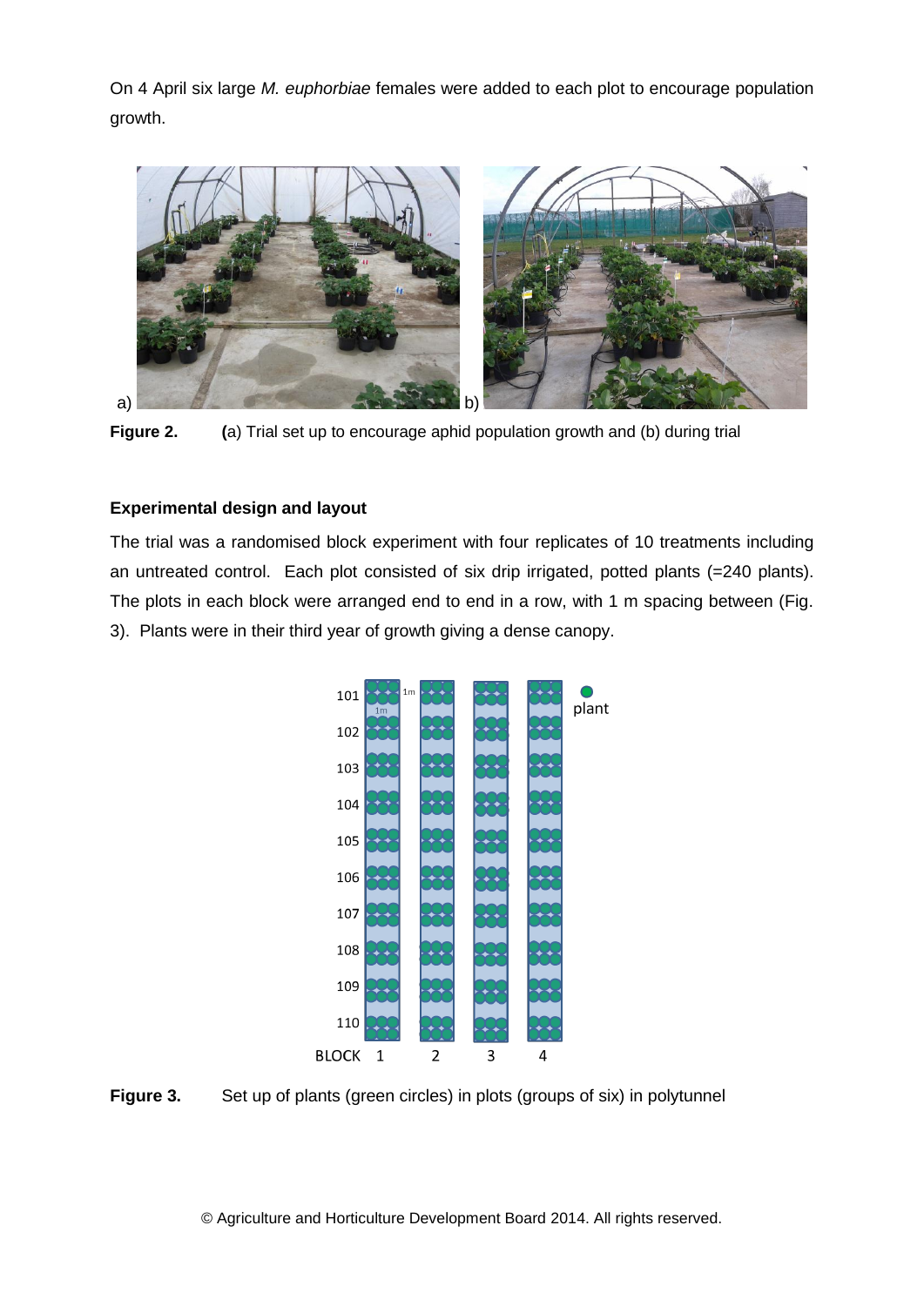On 4 April six large *M. euphorbiae* females were added to each plot to encourage population growth.

**Figure 2.** (a) Trial set up to encourage aphid population growth and (b) during trial

**Experimental design and layout**

The trial was a randomised block experiment with four replicates of 10 treatments including an untreated control. Each plot consisted of six drip irrigated, potted plants (=240 plants). The plots in each block were arranged end to end in a row, with 1 m spacing between (Fig. 3). Plants were in their third year of growth giving a dense canopy.

**Figure 3.** Set up of plants (green circles) in plots (groups of six) in polytunnel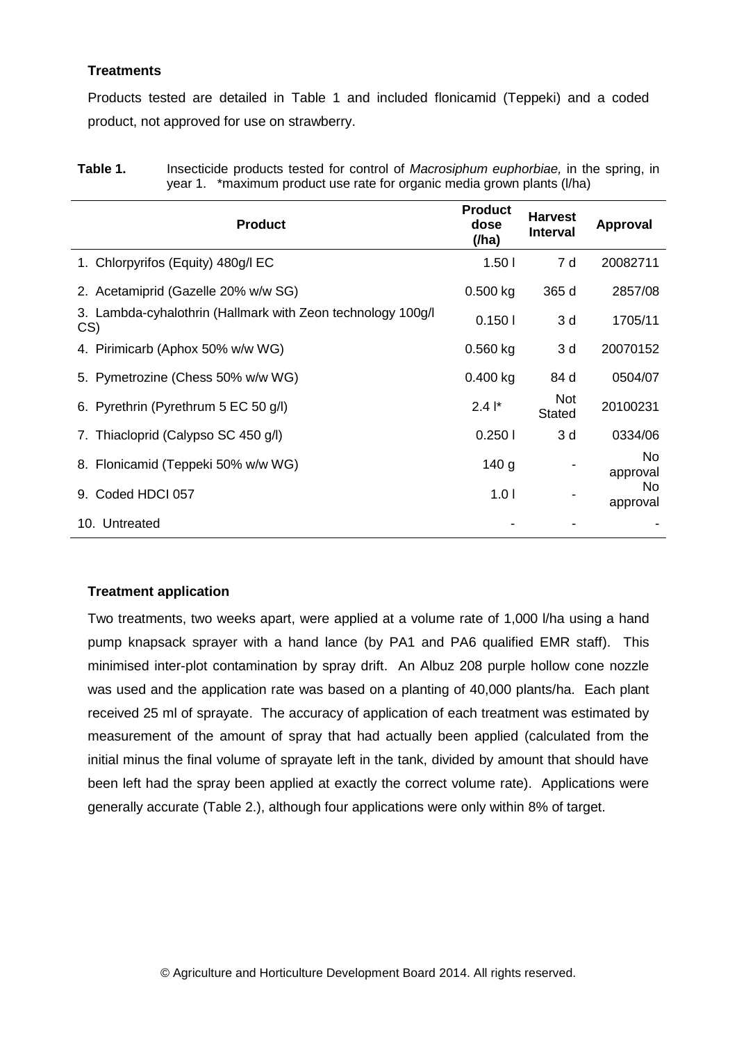**Treatments**

Products tested are detailed in Table 1 and included flonicamid (Teppeki) and a coded product, not approved for use on strawberry.

**Table 1.** Insecticide products tested for control of *Macrosiphum euphorbiae,* in the spring, in year 1. *maximum product use rate for organic media grown plants (l/ha)

| Product | Product dose (/ha) | Harvest Interval | Approval |
|---|---|---|---|
| 1. Chlorpyrifos (Equity) 480g/l EC | 1.50 l | 7 d | 20082711 |
| 2. Acetamiprid (Gazelle 20% w/w SG) | 0.500 kg | 365 d | 2857/08 |
| 3. Lambda-cyhalothrin (Hallmark with Zeon technology 100g/l CS) | 0.150 l | 3 d | 1705/11 |
| 4. Pirimicarb (Aphox 50% w/w WG) | 0.560 kg | 3 d | 20070152 |
| 5. Pymetrozine (Chess 50% w/w WG) | 0.400 kg | 84 d | 0504/07 |
| 6. Pyrethrin (Pyrethrum 5 EC 50 g/l) | 2.4 l* | Not Stated | 20100231 |
| 7. Thiacloprid (Calypso SC 450 g/l) | 0.250 l | 3 d | 0334/06 |
| 8. Flonicamid (Teppeki 50% w/w WG) | 140 g | - | No approval |
| 9. Coded HDCI 057 | 1.0 l | - | No approval |
| 10. Untreated | - | - | - |

**Treatment application**

Two treatments, two weeks apart, were applied at a volume rate of 1,000 l/ha using a hand pump knapsack sprayer with a hand lance (by PA1 and PA6 qualified EMR staff). This minimised inter-plot contamination by spray drift. An Albuz 208 purple hollow cone nozzle was used and the application rate was based on a planting of 40,000 plants/ha. Each plant received 25 ml of sprayate. The accuracy of application of each treatment was estimated by measurement of the amount of spray that had actually been applied (calculated from the initial minus the final volume of sprayate left in the tank, divided by amount that should have been left had the spray been applied at exactly the correct volume rate). Applications were generally accurate (Table 2.), although four applications were only within 8% of target.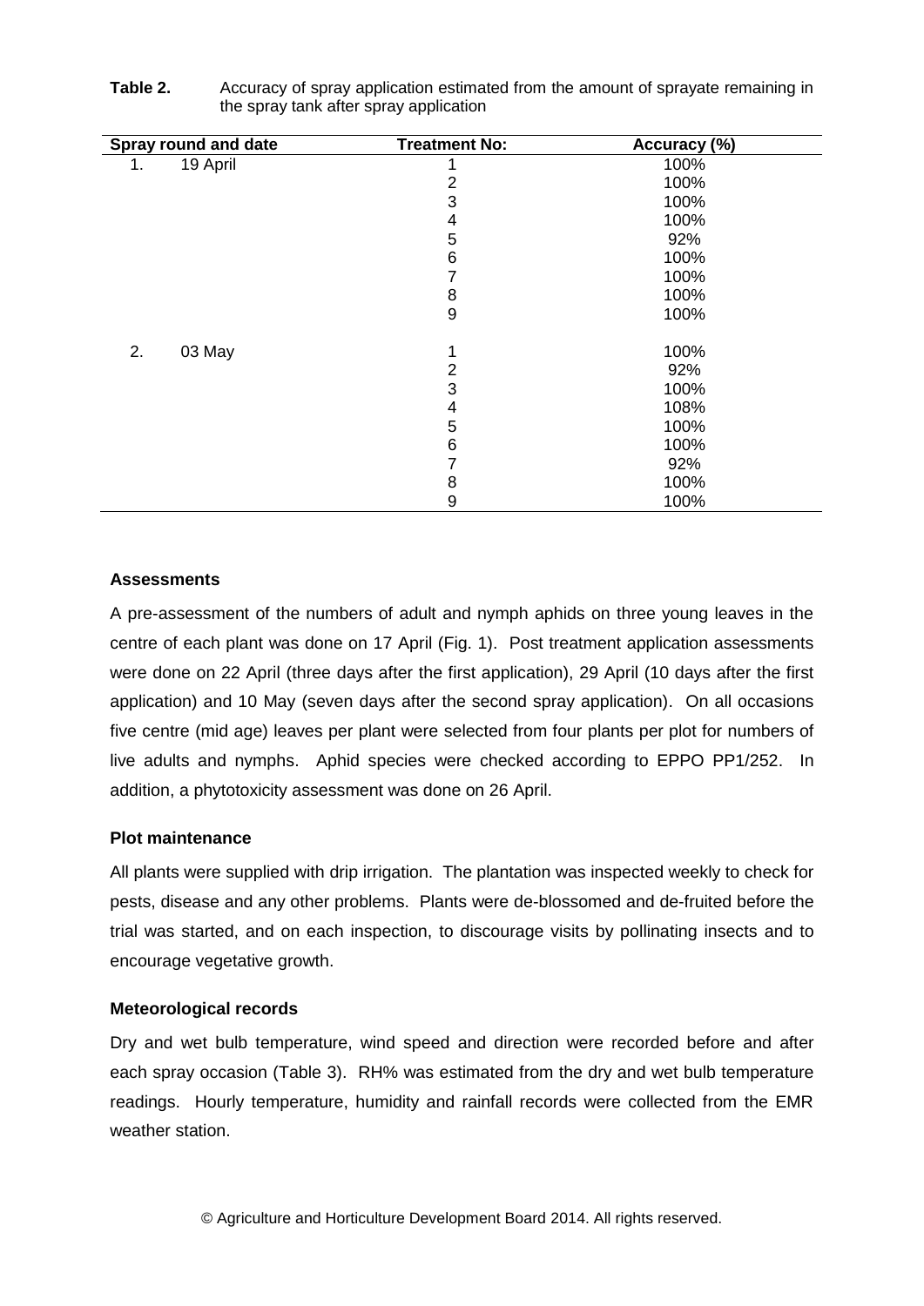**Table 2.** Accuracy of spray application estimated from the amount of sprayate remaining in the spray tank after spray application

| Spray round and date | Treatment No: | Accuracy (%) |
|---|---|---|
| 1. 19 April | 1 | 100% |
| | 2 | 100% |
| | 3 | 100% |
| | 4 | 100% |
| | 5 | 92% |
| | 6 | 100% |
| | 7 | 100% |
| | 8 | 100% |
| | 9 | 100% |
| 2. 03 May | 1 | 100% |
| | 2 | 92% |
| | 3 | 100% |
| | 4 | 108% |
| | 5 | 100% |
| | 6 | 100% |
| | 7 | 92% |
| | 8 | 100% |
| | 9 | 100% |

**Assessments**

A pre-assessment of the numbers of adult and nymph aphids on three young leaves in the centre of each plant was done on 17 April (Fig. 1). Post treatment application assessments were done on 22 April (three days after the first application), 29 April (10 days after the first application) and 10 May (seven days after the second spray application). On all occasions five centre (mid age) leaves per plant were selected from four plants per plot for numbers of live adults and nymphs. Aphid species were checked according to EPPO PP1/252. In addition, a phytotoxicity assessment was done on 26 April.

**Plot maintenance**

All plants were supplied with drip irrigation. The plantation was inspected weekly to check for pests, disease and any other problems. Plants were de-blossomed and de-fruited before the trial was started, and on each inspection, to discourage visits by pollinating insects and to encourage vegetative growth.

**Meteorological records**

Dry and wet bulb temperature, wind speed and direction were recorded before and after each spray occasion (Table 3). RH% was estimated from the dry and wet bulb temperature readings. Hourly temperature, humidity and rainfall records were collected from the EMR weather station.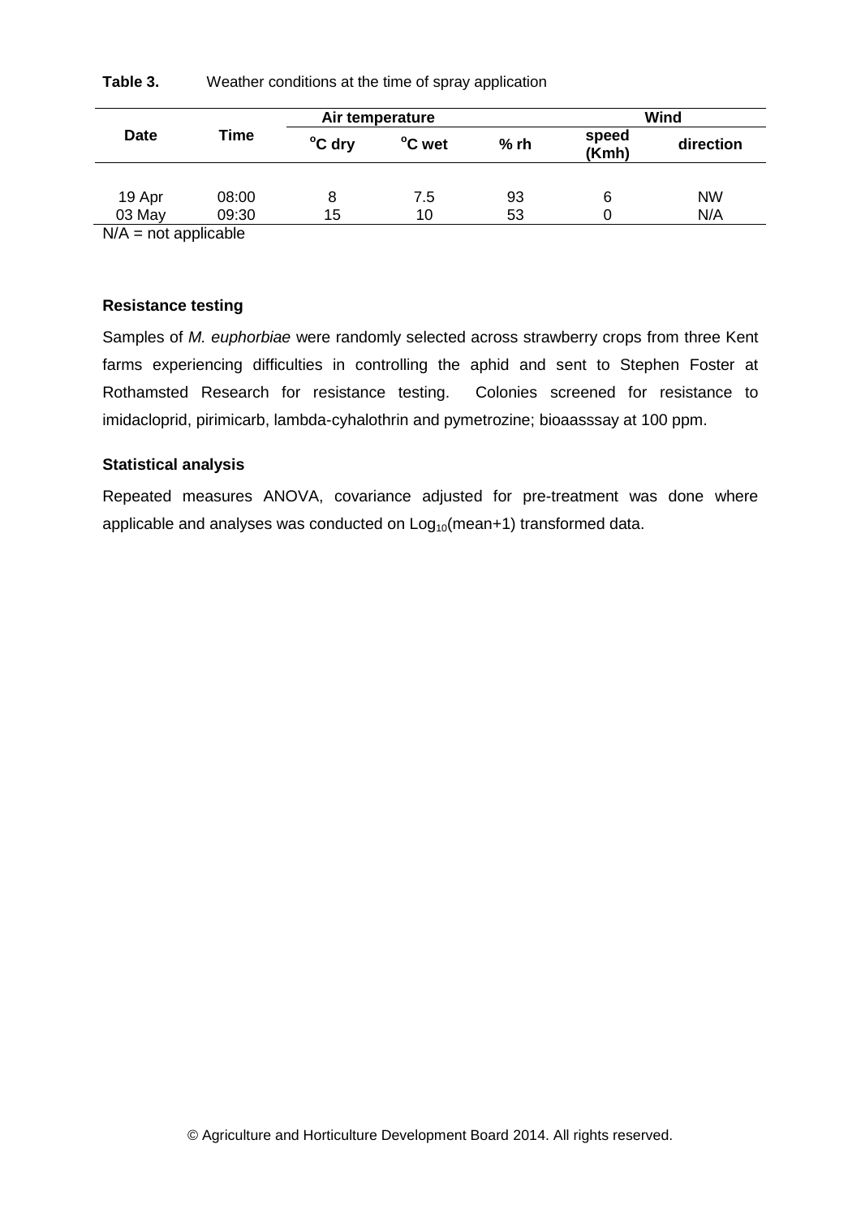**Table 3.** Weather conditions at the time of spray application

| Date | Time | Air temperature | | % rh | Wind | |
|---|---|---|---|---|---|---|
| | | °C dry | °C wet | | speed (Kmh) | direction |
| 19 Apr | 08:00 | 8 | 7.5 | 93 | 6 | NW |
| 03 May | 09:30 | 15 | 10 | 53 | 0 | N/A |

N/A = not applicable

**Resistance testing**

Samples of *M. euphorbiae* were randomly selected across strawberry crops from three Kent farms experiencing difficulties in controlling the aphid and sent to Stephen Foster at Rothamsted Research for resistance testing. Colonies screened for resistance to imidacloprid, pirimicarb, lambda-cyhalothrin and pymetrozine; bioaasssay at 100 ppm.

**Statistical analysis**

Repeated measures ANOVA, covariance adjusted for pre-treatment was done where applicable and analyses was conducted on $Log_{10}$(mean+1) transformed data.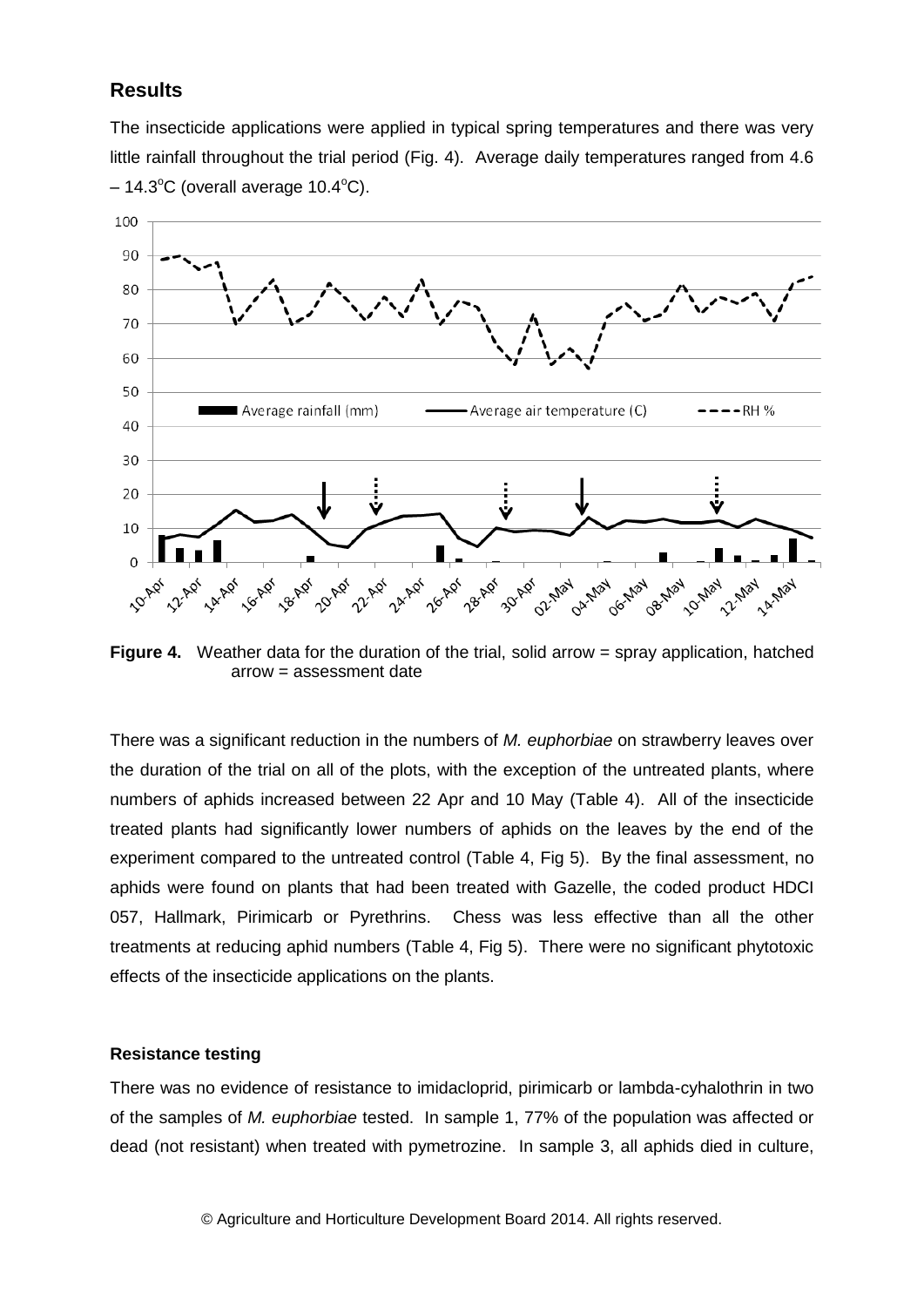## Results

The insecticide applications were applied in typical spring temperatures and there was very little rainfall throughout the trial period (Fig. 4). Average daily temperatures ranged from 4.6 – 14.3°C (overall average 10.4°C).

**Figure 4.** Weather data for the duration of the trial, solid arrow = spray application, hatched arrow = assessment date

There was a significant reduction in the numbers of *M. euphorbiae* on strawberry leaves over the duration of the trial on all of the plots, with the exception of the untreated plants, where numbers of aphids increased between 22 Apr and 10 May (Table 4). All of the insecticide treated plants had significantly lower numbers of aphids on the leaves by the end of the experiment compared to the untreated control (Table 4, Fig 5). By the final assessment, no aphids were found on plants that had been treated with Gazelle, the coded product HDCI 057, Hallmark, Pirimicarb or Pyrethrins. Chess was less effective than all the other treatments at reducing aphid numbers (Table 4, Fig 5). There were no significant phytotoxic effects of the insecticide applications on the plants.

### Resistance testing

There was no evidence of resistance to imidacloprid, pirimicarb or lambda-cyhalothrin in two of the samples of *M. euphorbiae* tested. In sample 1, 77% of the population was affected or dead (not resistant) when treated with pymetrozine. In sample 3, all aphids died in culture,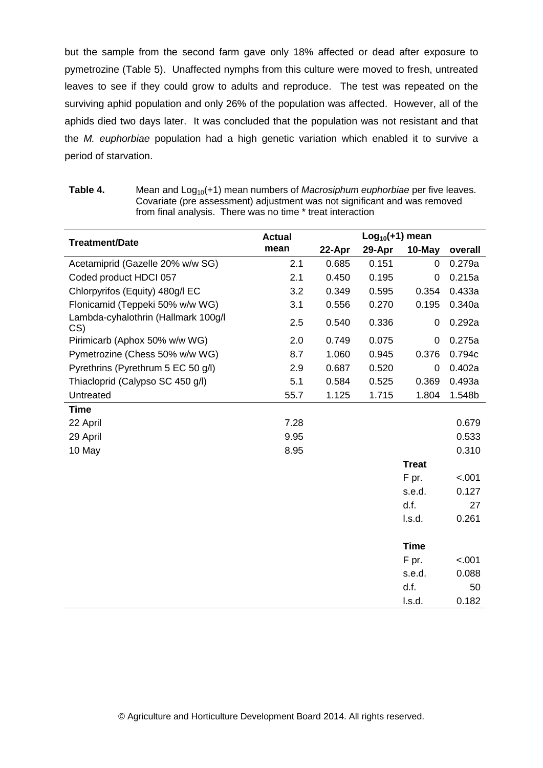but the sample from the second farm gave only 18% affected or dead after exposure to pymetrozine (Table 5). Unaffected nymphs from this culture were moved to fresh, untreated leaves to see if they could grow to adults and reproduce. The test was repeated on the surviving aphid population and only 26% of the population was affected. However, all of the aphids died two days later. It was concluded that the population was not resistant and that the *M. euphorbiae* population had a high genetic variation which enabled it to survive a period of starvation.

**Table 4.** Mean and $Log_{10}(+1)$ mean numbers of *Macrosiphum euphorbiae* per five leaves. Covariate (pre assessment) adjustment was not significant and was removed from final analysis. There was no time * treat interaction

| Treatment/Date | Actual mean | $Log_{10}(+1)$ mean | | | |
|---|---|---|---|---|---|
| | | 22-Apr | 29-Apr | 10-May | overall |
| Acetamiprid (Gazelle 20% w/w SG) | 2.1 | 0.685 | 0.151 | 0 | 0.279a |
| Coded product HDCI 057 | 2.1 | 0.450 | 0.195 | 0 | 0.215a |
| Chlorpyrifos (Equity) 480g/l EC | 3.2 | 0.349 | 0.595 | 0.354 | 0.433a |
| Flonicamid (Teppeki 50% w/w WG) | 3.1 | 0.556 | 0.270 | 0.195 | 0.340a |
| Lambda-cyhalothrin (Hallmark 100g/l CS) | 2.5 | 0.540 | 0.336 | 0 | 0.292a |
| Pirimicarb (Aphox 50% w/w WG) | 2.0 | 0.749 | 0.075 | 0 | 0.275a |
| Pymetrozine (Chess 50% w/w WG) | 8.7 | 1.060 | 0.945 | 0.376 | 0.794c |
| Pyrethrins (Pyrethrum 5 EC 50 g/l) | 2.9 | 0.687 | 0.520 | 0 | 0.402a |
| Thiacloprid (Calypso SC 450 g/l) | 5.1 | 0.584 | 0.525 | 0.369 | 0.493a |
| Untreated | 55.7 | 1.125 | 1.715 | 1.804 | 1.548b |
| **Time** | | | | | |
| 22 April | 7.28 | | | | 0.679 |
| 29 April | 9.95 | | | | 0.533 |
| 10 May | 8.95 | | | | 0.310 |
| | | | | **Treat** | |
| | | | | F pr. | <.001 |
| | | | | s.e.d. | 0.127 |
| | | | | d.f. | 27 |
| | | | | l.s.d. | 0.261 |
| | | | | **Time** | |
| | | | | F pr. | <.001 |
| | | | | s.e.d. | 0.088 |
| | | | | d.f. | 50 |
| | | | | l.s.d. | 0.182 |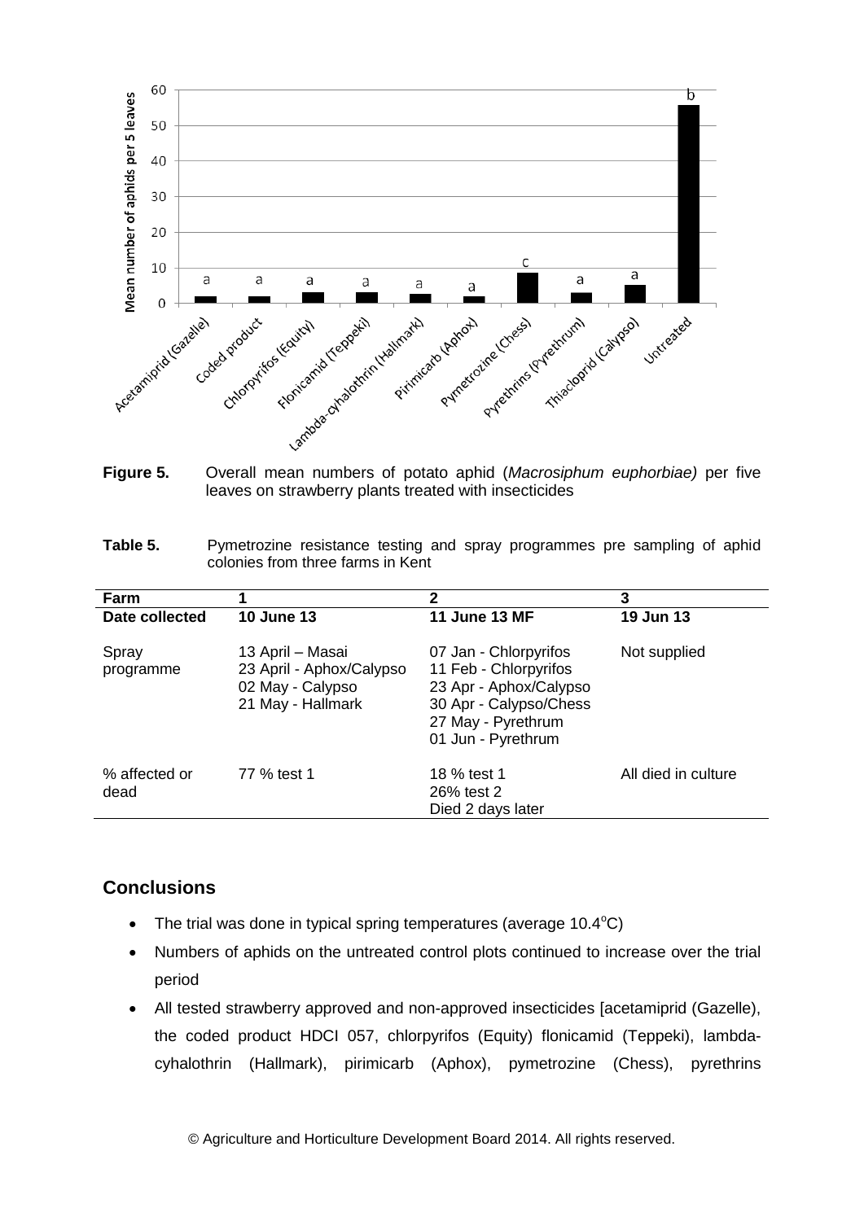**Figure 5.** Overall mean numbers of potato aphid (*Macrosiphum euphorbiae)* per five leaves on strawberry plants treated with insecticides

**Table 5.** Pymetrozine resistance testing and spray programmes pre sampling of aphid colonies from three farms in Kent

| Farm | 1 | 2 | 3 |
|---|---|---|---|
| **Date collected** | **10 June 13** | **11 June 13 MF** | **19 Jun 13** |
| Spray programme | 13 April – Masai<br>23 April - Aphox/Calypso<br>02 May - Calypso<br>21 May - Hallmark | 07 Jan - Chlorpyrifos<br>11 Feb - Chlorpyrifos<br>23 Apr - Aphox/Calypso<br>30 Apr - Calypso/Chess<br>27 May - Pyrethrum<br>01 Jun - Pyrethrum | Not supplied |
| % affected or dead | 77 % test 1 | 18 % test 1<br>26% test 2<br>Died 2 days later | All died in culture |

## Conclusions

- The trial was done in typical spring temperatures (average 10.4°C)
- Numbers of aphids on the untreated control plots continued to increase over the trial period
- All tested strawberry approved and non-approved insecticides [acetamiprid (Gazelle), the coded product HDCI 057, chlorpyrifos (Equity) flonicamid (Teppeki), lambda-cyhalothrin (Hallmark), pirimicarb (Aphox), pymetrozine (Chess), pyrethrins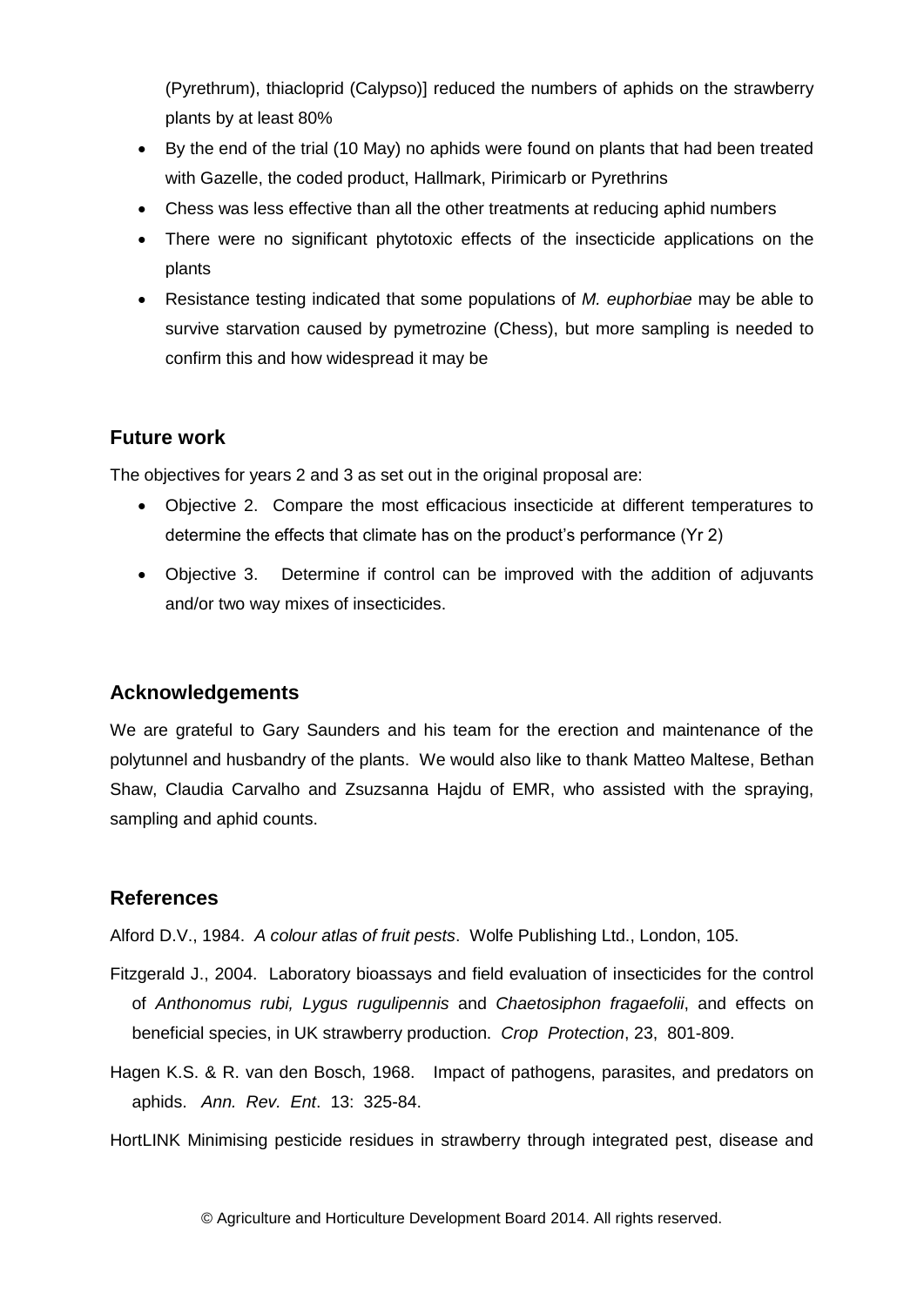(Pyrethrum), thiacloprid (Calypso)] reduced the numbers of aphids on the strawberry plants by at least 80%

- By the end of the trial (10 May) no aphids were found on plants that had been treated with Gazelle, the coded product, Hallmark, Pirimicarb or Pyrethrins
- Chess was less effective than all the other treatments at reducing aphid numbers
- There were no significant phytotoxic effects of the insecticide applications on the plants
- Resistance testing indicated that some populations of *M. euphorbiae* may be able to survive starvation caused by pymetrozine (Chess), but more sampling is needed to confirm this and how widespread it may be

## Future work

The objectives for years 2 and 3 as set out in the original proposal are:

- Objective 2. Compare the most efficacious insecticide at different temperatures to determine the effects that climate has on the product's performance (Yr 2)
- Objective 3. Determine if control can be improved with the addition of adjuvants and/or two way mixes of insecticides.

## Acknowledgements

We are grateful to Gary Saunders and his team for the erection and maintenance of the polytunnel and husbandry of the plants. We would also like to thank Matteo Maltese, Bethan Shaw, Claudia Carvalho and Zsuzsanna Hajdu of EMR, who assisted with the spraying, sampling and aphid counts.

## References

Alford D.V., 1984. *A colour atlas of fruit pests*. Wolfe Publishing Ltd., London, 105.

Fitzgerald J., 2004. Laboratory bioassays and field evaluation of insecticides for the control of *Anthonomus rubi, Lygus rugulipennis* and *Chaetosiphon fragaefolii*, and effects on beneficial species, in UK strawberry production. *Crop Protection*, 23, 801-809.

Hagen K.S. & R. van den Bosch, 1968. Impact of pathogens, parasites, and predators on aphids. *Ann. Rev. Ent*. 13: 325-84.

HortLINK Minimising pesticide residues in strawberry through integrated pest, disease and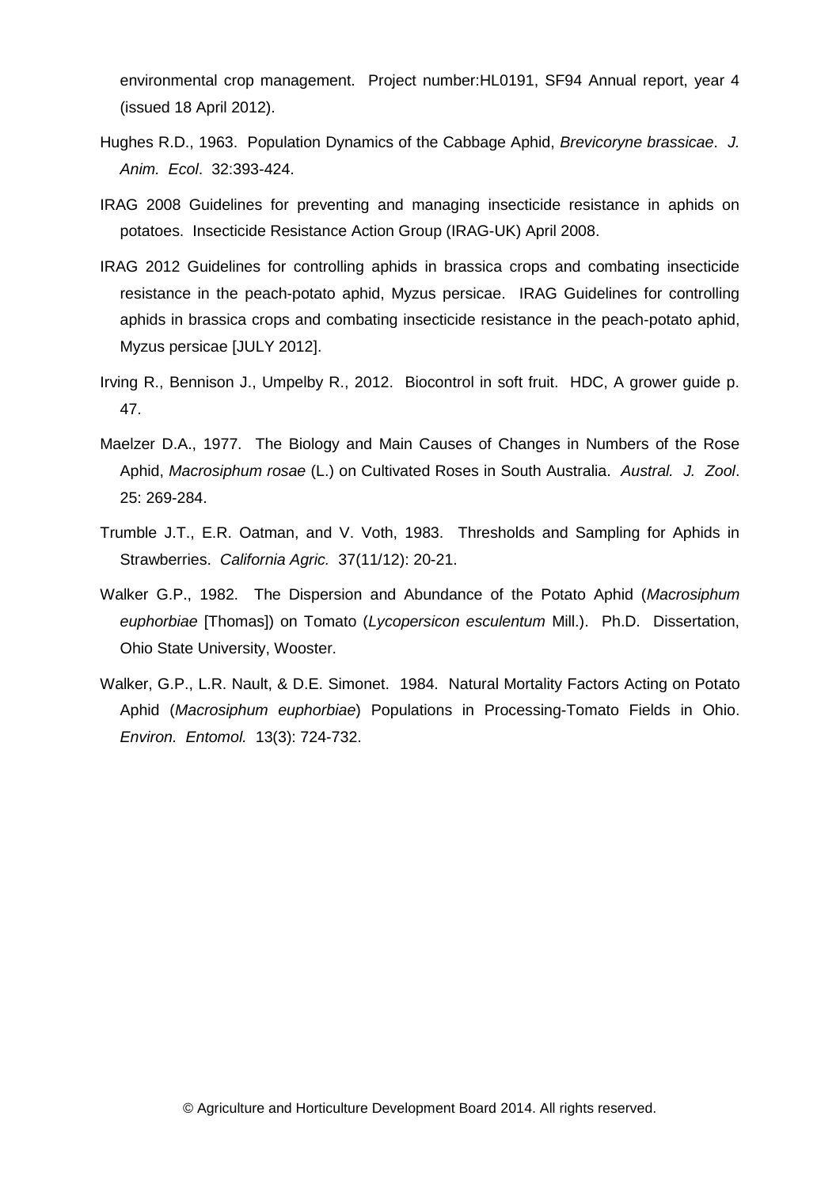environmental crop management. Project number:HL0191, SF94 Annual report, year 4 (issued 18 April 2012).

Hughes R.D., 1963. Population Dynamics of the Cabbage Aphid, *Brevicoryne brassicae*. *J. Anim. Ecol*. 32:393-424.

IRAG 2008 Guidelines for preventing and managing insecticide resistance in aphids on potatoes. Insecticide Resistance Action Group (IRAG-UK) April 2008.

IRAG 2012 Guidelines for controlling aphids in brassica crops and combating insecticide resistance in the peach-potato aphid, Myzus persicae. IRAG Guidelines for controlling aphids in brassica crops and combating insecticide resistance in the peach-potato aphid, Myzus persicae [JULY 2012].

Irving R., Bennison J., Umpelby R., 2012. Biocontrol in soft fruit. HDC, A grower guide p. 47.

Maelzer D.A., 1977. The Biology and Main Causes of Changes in Numbers of the Rose Aphid, *Macrosiphum rosae* (L.) on Cultivated Roses in South Australia. *Austral. J. Zool*. 25: 269-284.

Trumble J.T., E.R. Oatman, and V. Voth, 1983. Thresholds and Sampling for Aphids in Strawberries. *California Agric.* 37(11/12): 20-21.

Walker G.P., 1982. The Dispersion and Abundance of the Potato Aphid (*Macrosiphum euphorbiae* [Thomas]) on Tomato (*Lycopersicon esculentum* Mill.). Ph.D. Dissertation, Ohio State University, Wooster.

Walker, G.P., L.R. Nault, & D.E. Simonet. 1984. Natural Mortality Factors Acting on Potato Aphid (*Macrosiphum euphorbiae*) Populations in Processing-Tomato Fields in Ohio. *Environ. Entomol.* 13(3): 724-732.